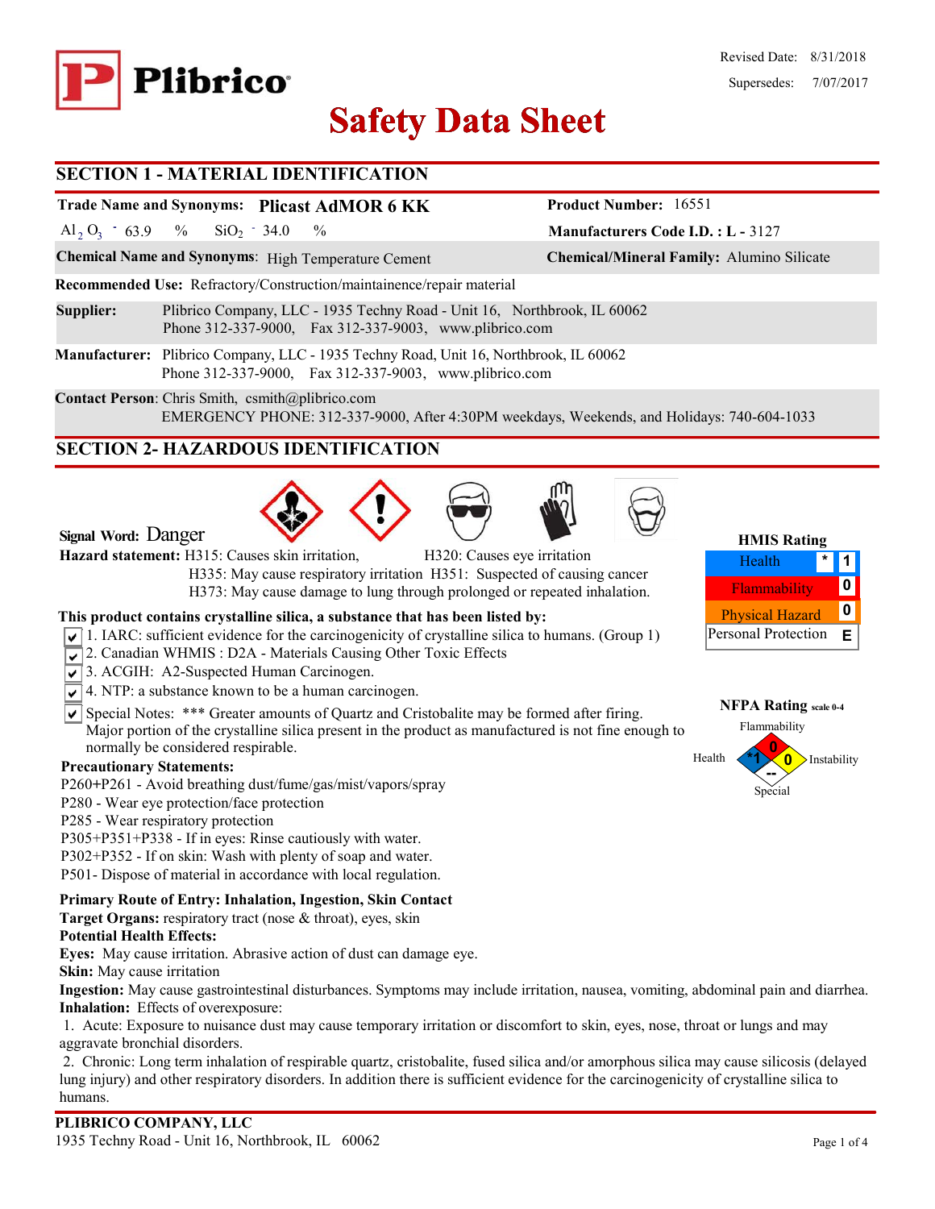Plibrico

Revised Date: 8/31/2018
Supersedes: 7/07/2017

# Safety Data Sheet

## SECTION 1 - MATERIAL IDENTIFICATION

**Trade Name and Synonyms:** **Plicast AdMOR 6 KK** | **Product Number:** 16551

$Al_2O_3$ - 63.9 % $SiO_2$ - 34.0 % | **Manufacturers Code I.D. : L -** 3127

**Chemical Name and Synonyms**: High Temperature Cement | **Chemical/Mineral Family:** Alumino Silicate

**Recommended Use:** Refractory/Construction/maintainence/repair material

**Supplier:** Plibrico Company, LLC - 1935 Techny Road - Unit 16, Northbrook, IL 60062
Phone 312-337-9000, Fax 312-337-9003, www.plibrico.com

**Manufacturer:** Plibrico Company, LLC - 1935 Techny Road, Unit 16, Northbrook, IL 60062
Phone 312-337-9000, Fax 312-337-9003, www.plibrico.com

**Contact Person**: Chris Smith, csmith@plibrico.com
EMERGENCY PHONE: 312-337-9000, After 4:30PM weekdays, Weekends, and Holidays: 740-604-1033

## SECTION 2- HAZARDOUS IDENTIFICATION

**Signal Word:** Danger

**Hazard statement:** H315: Causes skin irritation, H320: Causes eye irritation
H335: May cause respiratory irritation H351: Suspected of causing cancer
H373: May cause damage to lung through prolonged or repeated inhalation.

**HMIS Rating**

| | | |
|---|---|---|
| Health | * | 1 |
| Flammability | | 0 |
| Physical Hazard | | 0 |
| Personal Protection | | E |

**NFPA Rating** scale 0-4

Flammability: 0
Health: *1
Instability: 0
Special: --

**This product contains crystalline silica, a substance that has been listed by:**

- ☑ 1. IARC: sufficient evidence for the carcinogenicity of crystalline silica to humans. (Group 1)
- ☑ 2. Canadian WHMIS : D2A - Materials Causing Other Toxic Effects
- ☑ 3. ACGIH: A2-Suspected Human Carcinogen.
- ☑ 4. NTP: a substance known to be a human carcinogen.
- ☑ Special Notes: *** Greater amounts of Quartz and Cristobalite may be formed after firing. Major portion of the crystalline silica present in the product as manufactured is not fine enough to normally be considered respirable.

**Precautionary Statements:**

P260+P261 - Avoid breathing dust/fume/gas/mist/vapors/spray
P280 - Wear eye protection/face protection
P285 - Wear respiratory protection
P305+P351+P338 - If in eyes: Rinse cautiously with water.
P302+P352 - If on skin: Wash with plenty of soap and water.
P501- Dispose of material in accordance with local regulation.

**Primary Route of Entry: Inhalation, Ingestion, Skin Contact**
**Target Organs:** respiratory tract (nose & throat), eyes, skin
**Potential Health Effects:**
**Eyes:** May cause irritation. Abrasive action of dust can damage eye.
**Skin:** May cause irritation
**Ingestion:** May cause gastrointestinal disturbances. Symptoms may include irritation, nausea, vomiting, abdominal pain and diarrhea.
**Inhalation:** Effects of overexposure:

1. Acute: Exposure to nuisance dust may cause temporary irritation or discomfort to skin, eyes, nose, throat or lungs and may aggravate bronchial disorders.
2. Chronic: Long term inhalation of respirable quartz, cristobalite, fused silica and/or amorphous silica may cause silicosis (delayed lung injury) and other respiratory disorders. In addition there is sufficient evidence for the carcinogenicity of crystalline silica to humans.

**PLIBRICO COMPANY, LLC**
1935 Techny Road - Unit 16, Northbrook, IL 60062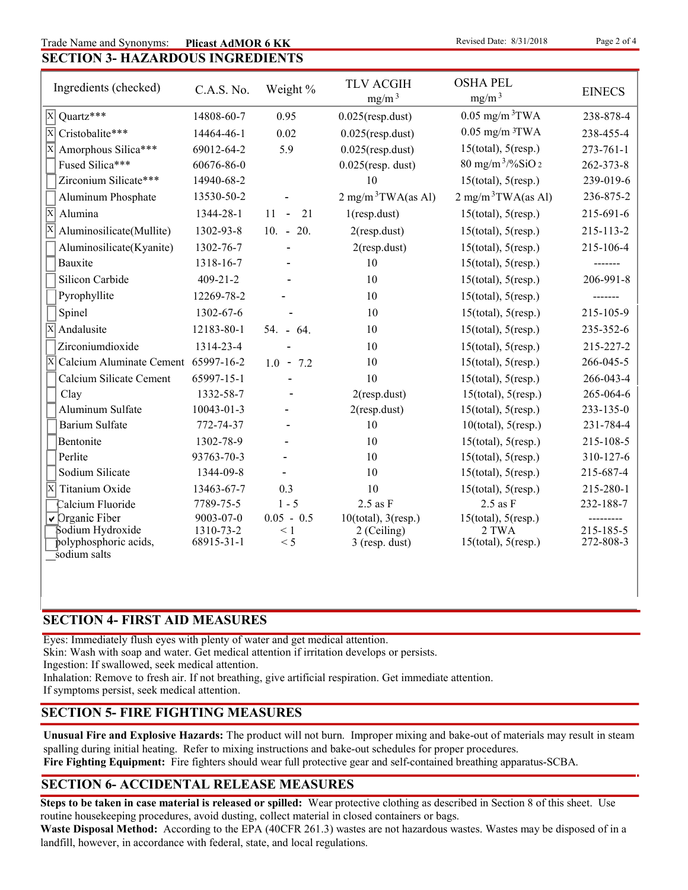Trade Name and Synonyms: **Plicast AdMOR 6 KK**

## SECTION 3- HAZARDOUS INGREDIENTS

| Ingredients (checked) | C.A.S. No. | Weight % | TLV ACGIH $mg/m^3$ | OSHA PEL $mg/m^3$ | EINECS |
|---|---|---|---|---|---|
| [X] Quartz*** | 14808-60-7 | 0.95 | 0.025(resp.dust) | 0.05 $mg/m^3$TWA | 238-878-4 |
| [X] Cristobalite*** | 14464-46-1 | 0.02 | 0.025(resp.dust) | 0.05 $mg/m^3$TWA | 238-455-4 |
| [X] Amorphous Silica*** | 69012-64-2 | 5.9 | 0.025(resp.dust) | 15(total), 5(resp.) | 273-761-1 |
| [ ] Fused Silica*** | 60676-86-0 | | 0.025(resp. dust) | 80 $mg/m^3$/%$SiO_2$ | 262-373-8 |
| [ ] Zirconium Silicate*** | 14940-68-2 | | 10 | 15(total), 5(resp.) | 239-019-6 |
| [ ] Aluminum Phosphate | 13530-50-2 | - | 2 $mg/m^3$TWA(as Al) | 2 $mg/m^3$TWA(as Al) | 236-875-2 |
| [X] Alumina | 1344-28-1 | 11 - 21 | 1(resp.dust) | 15(total), 5(resp.) | 215-691-6 |
| [X] Aluminosilicate(Mullite) | 1302-93-8 | 10. - 20. | 2(resp.dust) | 15(total), 5(resp.) | 215-113-2 |
| [ ] Aluminosilicate(Kyanite) | 1302-76-7 | - | 2(resp.dust) | 15(total), 5(resp.) | 215-106-4 |
| [ ] Bauxite | 1318-16-7 | - | 10 | 15(total), 5(resp.) | ------- |
| [ ] Silicon Carbide | 409-21-2 | - | 10 | 15(total), 5(resp.) | 206-991-8 |
| [ ] Pyrophyllite | 12269-78-2 | - | 10 | 15(total), 5(resp.) | ------- |
| [ ] Spinel | 1302-67-6 | - | 10 | 15(total), 5(resp.) | 215-105-9 |
| [X] Andalusite | 12183-80-1 | 54. - 64. | 10 | 15(total), 5(resp.) | 235-352-6 |
| [ ] Zirconiumdioxide | 1314-23-4 | - | 10 | 15(total), 5(resp.) | 215-227-2 |
| [X] Calcium Aluminate Cement | 65997-16-2 | 1.0 - 7.2 | 10 | 15(total), 5(resp.) | 266-045-5 |
| [ ] Calcium Silicate Cement | 65997-15-1 | - | 10 | 15(total), 5(resp.) | 266-043-4 |
| [ ] Clay | 1332-58-7 | - | 2(resp.dust) | 15(total), 5(resp.) | 265-064-6 |
| [ ] Aluminum Sulfate | 10043-01-3 | - | 2(resp.dust) | 15(total), 5(resp.) | 233-135-0 |
| [ ] Barium Sulfate | 772-74-37 | - | 10 | 10(total), 5(resp.) | 231-784-4 |
| [ ] Bentonite | 1302-78-9 | - | 10 | 15(total), 5(resp.) | 215-108-5 |
| [ ] Perlite | 93763-70-3 | - | 10 | 15(total), 5(resp.) | 310-127-6 |
| [ ] Sodium Silicate | 1344-09-8 | - | 10 | 15(total), 5(resp.) | 215-687-4 |
| [X] Titanium Oxide | 13463-67-7 | 0.3 | 10 | 15(total), 5(resp.) | 215-280-1 |
| [ ] Calcium Fluoride | 7789-75-5 | 1 - 5 | 2.5 as F | 2.5 as F | 232-188-7 |
| [✓] Organic Fiber | 9003-07-0 | 0.05 - 0.5 | 10(total), 3(resp.) | 15(total), 5(resp.) | --------- |
| [ ] Sodium Hydroxide | 1310-73-2 | < 1 | 2 (Ceiling) | 2 TWA | 215-185-5 |
| [ ] polyphosphoric acids, sodium salts | 68915-31-1 | < 5 | 3 (resp. dust) | 15(total), 5(resp.) | 272-808-3 |

## SECTION 4- FIRST AID MEASURES

Eyes: Immediately flush eyes with plenty of water and get medical attention.
Skin: Wash with soap and water. Get medical attention if irritation develops or persists.
Ingestion: If swallowed, seek medical attention.
Inhalation: Remove to fresh air. If not breathing, give artificial respiration. Get immediate attention.
If symptoms persist, seek medical attention.

## SECTION 5- FIRE FIGHTING MEASURES

**Unusual Fire and Explosive Hazards:** The product will not burn. Improper mixing and bake-out of materials may result in steam spalling during initial heating. Refer to mixing instructions and bake-out schedules for proper procedures.
**Fire Fighting Equipment:** Fire fighters should wear full protective gear and self-contained breathing apparatus-SCBA.

## SECTION 6- ACCIDENTAL RELEASE MEASURES

**Steps to be taken in case material is released or spilled:** Wear protective clothing as described in Section 8 of this sheet. Use routine housekeeping procedures, avoid dusting, collect material in closed containers or bags.
**Waste Disposal Method:** According to the EPA (40CFR 261.3) wastes are not hazardous wastes. Wastes may be disposed of in a landfill, however, in accordance with federal, state, and local regulations.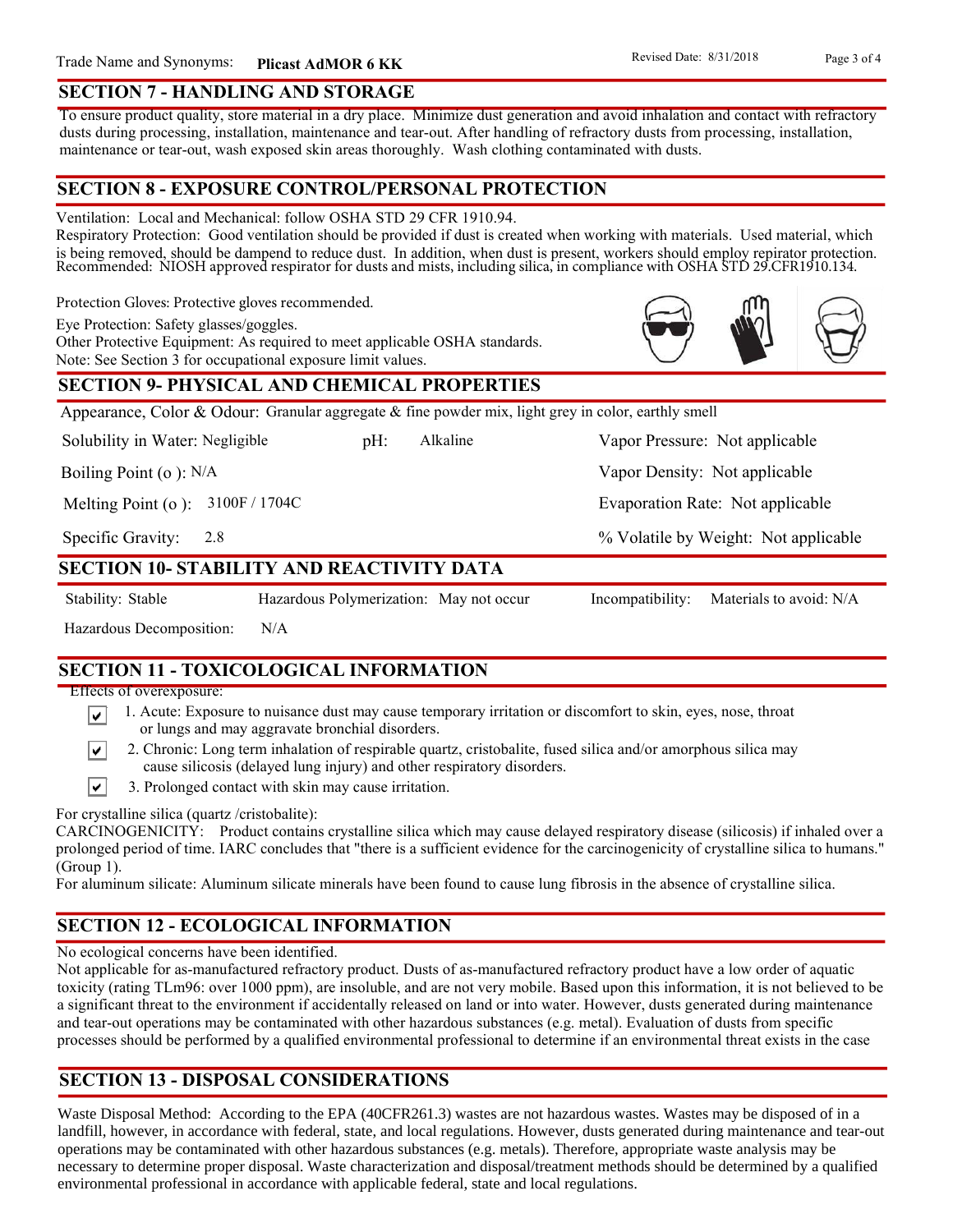Trade Name and Synonyms: **Plicast AdMOR 6 KK**

Revised Date: 8/31/2018

## SECTION 7 - HANDLING AND STORAGE

To ensure product quality, store material in a dry place. Minimize dust generation and avoid inhalation and contact with refractory dusts during processing, installation, maintenance and tear-out. After handling of refractory dusts from processing, installation, maintenance or tear-out, wash exposed skin areas thoroughly. Wash clothing contaminated with dusts.

## SECTION 8 - EXPOSURE CONTROL/PERSONAL PROTECTION

Ventilation: Local and Mechanical: follow OSHA STD 29 CFR 1910.94.
Respiratory Protection: Good ventilation should be provided if dust is created when working with materials. Used material, which is being removed, should be dampend to reduce dust. In addition, when dust is present, workers should employ repirator protection. Recommended: NIOSH approved respirator for dusts and mists, including silica, in compliance with OSHA STD 29.CFR1910.134.

Protection Gloves: Protective gloves recommended.

Eye Protection: Safety glasses/goggles.
Other Protective Equipment: As required to meet applicable OSHA standards.
Note: See Section 3 for occupational exposure limit values.

## SECTION 9- PHYSICAL AND CHEMICAL PROPERTIES

Appearance, Color & Odour: Granular aggregate & fine powder mix, light grey in color, earthly smell

| | | |
|---|---|---|
| Solubility in Water: Negligible | pH: Alkaline | Vapor Pressure: Not applicable |
| Boiling Point (o ): N/A | | Vapor Density: Not applicable |
| Melting Point (o ): 3100F / 1704C | | Evaporation Rate: Not applicable |
| Specific Gravity: 2.8 | | % Volatile by Weight: Not applicable |

## SECTION 10- STABILITY AND REACTIVITY DATA

| | | |
|---|---|---|
| Stability: Stable | Hazardous Polymerization: May not occur | Incompatibility: Materials to avoid: N/A |
| Hazardous Decomposition: N/A | | |

## SECTION 11 - TOXICOLOGICAL INFORMATION

Effects of overexposure:

- ☑ 1. Acute: Exposure to nuisance dust may cause temporary irritation or discomfort to skin, eyes, nose, throat or lungs and may aggravate bronchial disorders.
- ☑ 2. Chronic: Long term inhalation of respirable quartz, cristobalite, fused silica and/or amorphous silica may cause silicosis (delayed lung injury) and other respiratory disorders.
- ☑ 3. Prolonged contact with skin may cause irritation.

For crystalline silica (quartz /cristobalite):
CARCINOGENICITY: Product contains crystalline silica which may cause delayed respiratory disease (silicosis) if inhaled over a prolonged period of time. IARC concludes that "there is a sufficient evidence for the carcinogenicity of crystalline silica to humans." (Group 1).
For aluminum silicate: Aluminum silicate minerals have been found to cause lung fibrosis in the absence of crystalline silica.

## SECTION 12 - ECOLOGICAL INFORMATION

No ecological concerns have been identified.
Not applicable for as-manufactured refractory product. Dusts of as-manufactured refractory product have a low order of aquatic toxicity (rating TLm96: over 1000 ppm), are insoluble, and are not very mobile. Based upon this information, it is not believed to be a significant threat to the environment if accidentally released on land or into water. However, dusts generated during maintenance and tear-out operations may be contaminated with other hazardous substances (e.g. metal). Evaluation of dusts from specific processes should be performed by a qualified environmental professional to determine if an environmental threat exists in the case

## SECTION 13 - DISPOSAL CONSIDERATIONS

Waste Disposal Method: According to the EPA (40CFR261.3) wastes are not hazardous wastes. Wastes may be disposed of in a landfill, however, in accordance with federal, state, and local regulations. However, dusts generated during maintenance and tear-out operations may be contaminated with other hazardous substances (e.g. metals). Therefore, appropriate waste analysis may be necessary to determine proper disposal. Waste characterization and disposal/treatment methods should be determined by a qualified environmental professional in accordance with applicable federal, state and local regulations.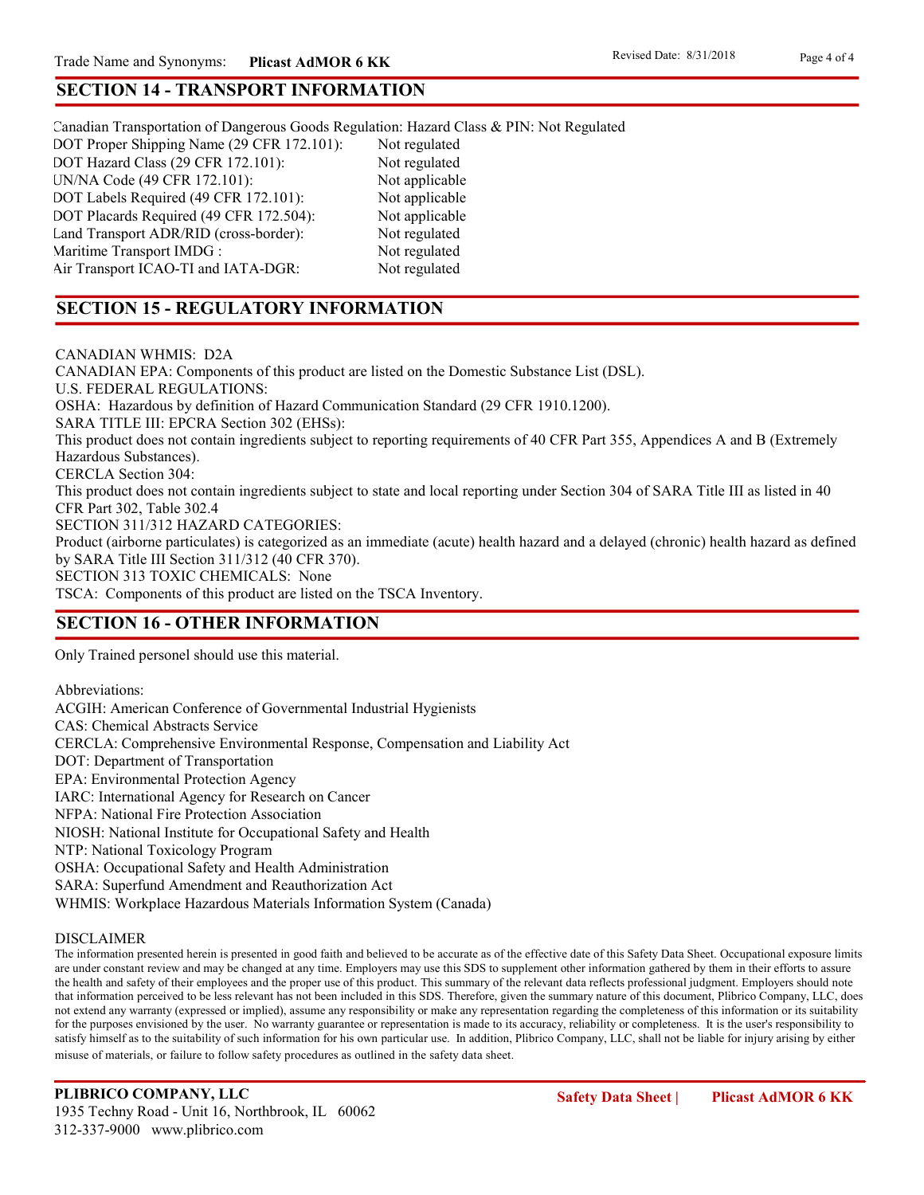## SECTION 14 - TRANSPORT INFORMATION

Canadian Transportation of Dangerous Goods Regulation: Hazard Class & PIN: Not Regulated

| | |
|---|---|
| DOT Proper Shipping Name (29 CFR 172.101): | Not regulated |
| DOT Hazard Class (29 CFR 172.101): | Not regulated |
| UN/NA Code (49 CFR 172.101): | Not applicable |
| DOT Labels Required (49 CFR 172.101): | Not applicable |
| DOT Placards Required (49 CFR 172.504): | Not applicable |
| Land Transport ADR/RID (cross-border): | Not regulated |
| Maritime Transport IMDG : | Not regulated |
| Air Transport ICAO-TI and IATA-DGR: | Not regulated |

## SECTION 15 - REGULATORY INFORMATION

CANADIAN WHMIS: D2A

CANADIAN EPA: Components of this product are listed on the Domestic Substance List (DSL).

U.S. FEDERAL REGULATIONS:

OSHA: Hazardous by definition of Hazard Communication Standard (29 CFR 1910.1200).

SARA TITLE III: EPCRA Section 302 (EHSs):

This product does not contain ingredients subject to reporting requirements of 40 CFR Part 355, Appendices A and B (Extremely Hazardous Substances).

CERCLA Section 304:

This product does not contain ingredients subject to state and local reporting under Section 304 of SARA Title III as listed in 40 CFR Part 302, Table 302.4

SECTION 311/312 HAZARD CATEGORIES:

Product (airborne particulates) is categorized as an immediate (acute) health hazard and a delayed (chronic) health hazard as defined by SARA Title III Section 311/312 (40 CFR 370).

SECTION 313 TOXIC CHEMICALS: None

TSCA: Components of this product are listed on the TSCA Inventory.

## SECTION 16 - OTHER INFORMATION

Only Trained personel should use this material.

Abbreviations:

ACGIH: American Conference of Governmental Industrial Hygienists
CAS: Chemical Abstracts Service
CERCLA: Comprehensive Environmental Response, Compensation and Liability Act
DOT: Department of Transportation
EPA: Environmental Protection Agency
IARC: International Agency for Research on Cancer
NFPA: National Fire Protection Association
NIOSH: National Institute for Occupational Safety and Health
NTP: National Toxicology Program
OSHA: Occupational Safety and Health Administration
SARA: Superfund Amendment and Reauthorization Act
WHMIS: Workplace Hazardous Materials Information System (Canada)

DISCLAIMER

The information presented herein is presented in good faith and believed to be accurate as of the effective date of this Safety Data Sheet. Occupational exposure limits are under constant review and may be changed at any time. Employers may use this SDS to supplement other information gathered by them in their efforts to assure the health and safety of their employees and the proper use of this product. This summary of the relevant data reflects professional judgment. Employers should note that information perceived to be less relevant has not been included in this SDS. Therefore, given the summary nature of this document, Plibrico Company, LLC, does not extend any warranty (expressed or implied), assume any responsibility or make any representation regarding the completeness of this information or its suitability for the purposes envisioned by the user. No warranty guarantee or representation is made to its accuracy, reliability or completeness. It is the user's responsibility to satisfy himself as to the suitability of such information for his own particular use. In addition, Plibrico Company, LLC, shall not be liable for injury arising by either misuse of materials, or failure to follow safety procedures as outlined in the safety data sheet.

**PLIBRICO COMPANY, LLC**
1935 Techny Road - Unit 16, Northbrook, IL 60062
312-337-9000 www.plibrico.com